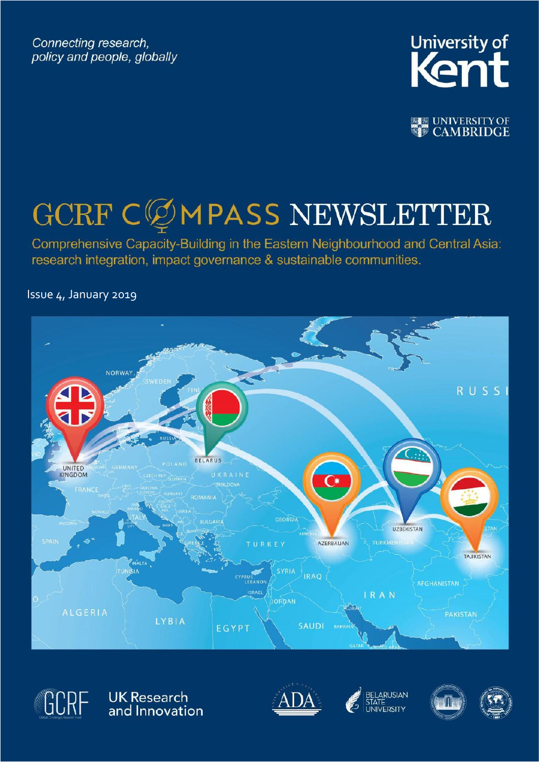*Connecting research, policy and people, globally*

University of Kent

UNIVERSITY OF CAMBRIDGE

# GCRF COMPASS NEWSLETTER

Comprehensive Capacity-Building in the Eastern Neighbourhood and Central Asia: research integration, impact governance & sustainable communities.

Issue 4, January 2019

GCRF

UK Research and Innovation

ADA

BELARUSIAN STATE UNIVERSITY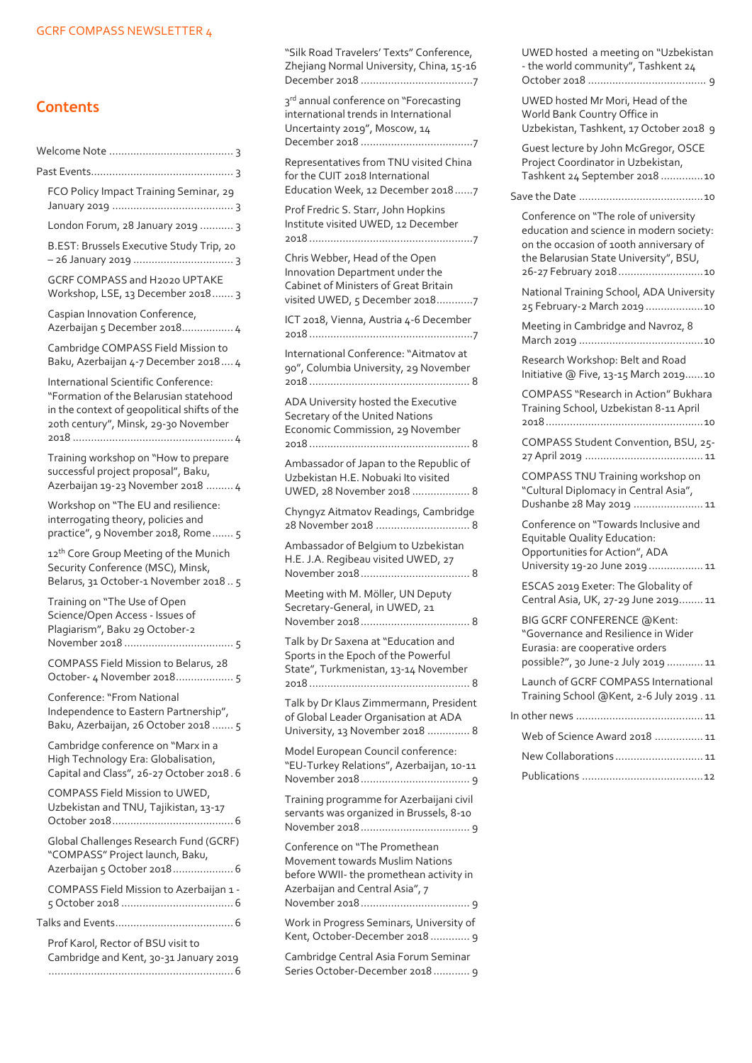## Contents

- Welcome Note ........................................ 3
- Past Events.............................................. 3
  - FCO Policy Impact Training Seminar, 29 January 2019 ........................................ 3
  - London Forum, 28 January 2019 ........... 3
  - B.EST: Brussels Executive Study Trip, 20 – 26 January 2019 ................................. 3
  - GCRF COMPASS and H2020 UPTAKE Workshop, LSE, 13 December 2018 ....... 3
  - Caspian Innovation Conference, Azerbaijan 5 December 2018................. 4
  - Cambridge COMPASS Field Mission to Baku, Azerbaijan 4-7 December 2018 .... 4
  - International Scientific Conference: "Formation of the Belarusian statehood in the context of geopolitical shifts of the 20th century", Minsk, 29-30 November 2018 ..................................................... 4
  - Training workshop on "How to prepare successful project proposal", Baku, Azerbaijan 19-23 November 2018 ......... 4
  - Workshop on "The EU and resilience: interrogating theory, policies and practice", 9 November 2018, Rome ....... 5
  - 12th Core Group Meeting of the Munich Security Conference (MSC), Minsk, Belarus, 31 October-1 November 2018 .. 5
  - Training on "The Use of Open Science/Open Access - Issues of Plagiarism", Baku 29 October-2 November 2018 .................................... 5
  - COMPASS Field Mission to Belarus, 28 October- 4 November 2018................... 5
  - Conference: "From National Independence to Eastern Partnership", Baku, Azerbaijan, 26 October 2018 ....... 5
  - Cambridge conference on "Marx in a High Technology Era: Globalisation, Capital and Class", 26-27 October 2018 . 6
  - COMPASS Field Mission to UWED, Uzbekistan and TNU, Tajikistan, 13-17 October 2018........................................ 6
  - Global Challenges Research Fund (GCRF) "COMPASS" Project launch, Baku, Azerbaijan 5 October 2018.................... 6
  - COMPASS Field Mission to Azerbaijan 1 - 5 October 2018 ..................................... 6
- Talks and Events....................................... 6
  - Prof Karol, Rector of BSU visit to Cambridge and Kent, 30-31 January 2019 ............................................................. 6
  - "Silk Road Travelers' Texts" Conference, Zhejiang Normal University, China, 15-16 December 2018 .....................................7
  - 3rd annual conference on "Forecasting international trends in International Uncertainty 2019", Moscow, 14 December 2018 .....................................7
  - Representatives from TNU visited China for the CUIT 2018 International Education Week, 12 December 2018 ......7
  - Prof Fredric S. Starr, John Hopkins Institute visited UWED, 12 December 2018 ......................................................7
  - Chris Webber, Head of the Open Innovation Department under the Cabinet of Ministers of Great Britain visited UWED, 5 December 2018............7
  - ICT 2018, Vienna, Austria 4-6 December 2018 ......................................................7
  - International Conference: "Aitmatov at 90", Columbia University, 29 November 2018 ..................................................... 8
  - ADA University hosted the Executive Secretary of the United Nations Economic Commission, 29 November 2018 ..................................................... 8
  - Ambassador of Japan to the Republic of Uzbekistan H.E. Nobuaki Ito visited UWED, 28 November 2018 ................... 8
  - Chyngyz Aitmatov Readings, Cambridge 28 November 2018 ............................... 8
  - Ambassador of Belgium to Uzbekistan H.E. J.A. Regibeau visited UWED, 27 November 2018.................................... 8
  - Meeting with M. Möller, UN Deputy Secretary-General, in UWED, 21 November 2018.................................... 8
  - Talk by Dr Saxena at "Education and Sports in the Epoch of the Powerful State", Turkmenistan, 13-14 November 2018 ..................................................... 8
  - Talk by Dr Klaus Zimmermann, President of Global Leader Organisation at ADA University, 13 November 2018 .............. 8
  - Model European Council conference: "EU-Turkey Relations", Azerbaijan, 10-11 November 2018.................................... 9
  - Training programme for Azerbaijani civil servants was organized in Brussels, 8-10 November 2018.................................... 9
  - Conference on "The Promethean Movement towards Muslim Nations before WWII- the promethean activity in Azerbaijan and Central Asia", 7 November 2018.................................... 9
  - Work in Progress Seminars, University of Kent, October-December 2018 ............. 9
  - Cambridge Central Asia Forum Seminar Series October-December 2018 ............ 9
  - UWED hosted a meeting on "Uzbekistan - the world community", Tashkent 24 October 2018 ....................................... 9
  - UWED hosted Mr Mori, Head of the World Bank Country Office in Uzbekistan, Tashkent, 17 October 2018 9
  - Guest lecture by John McGregor, OSCE Project Coordinator in Uzbekistan, Tashkent 24 September 2018 ..............10
- Save the Date .........................................10
  - Conference on "The role of university education and science in modern society: on the occasion of 100th anniversary of the Belarusian State University", BSU, 26-27 February 2018............................10
  - National Training School, ADA University 25 February-2 March 2019 ...................10
  - Meeting in Cambridge and Navroz, 8 March 2019 .........................................10
  - Research Workshop: Belt and Road Initiative @ Five, 13-15 March 2019......10
  - COMPASS "Research in Action" Bukhara Training School, Uzbekistan 8-11 April 2018....................................................10
  - COMPASS Student Convention, BSU, 25-27 April 2019 ....................................... 11
  - COMPASS TNU Training workshop on "Cultural Diplomacy in Central Asia", Dushanbe 28 May 2019 ....................... 11
  - Conference on "Towards Inclusive and Equitable Quality Education: Opportunities for Action", ADA University 19-20 June 2019 .................. 11
  - ESCAS 2019 Exeter: The Globality of Central Asia, UK, 27-29 June 2019........ 11
  - BIG GCRF CONFERENCE @Kent: "Governance and Resilience in Wider Eurasia: are cooperative orders possible?", 30 June-2 July 2019 ............ 11
  - Launch of GCRF COMPASS International Training School @Kent, 2-6 July 2019 . 11
- In other news .......................................... 11
  - Web of Science Award 2018 ................ 11
  - New Collaborations ............................. 11
  - Publications ........................................12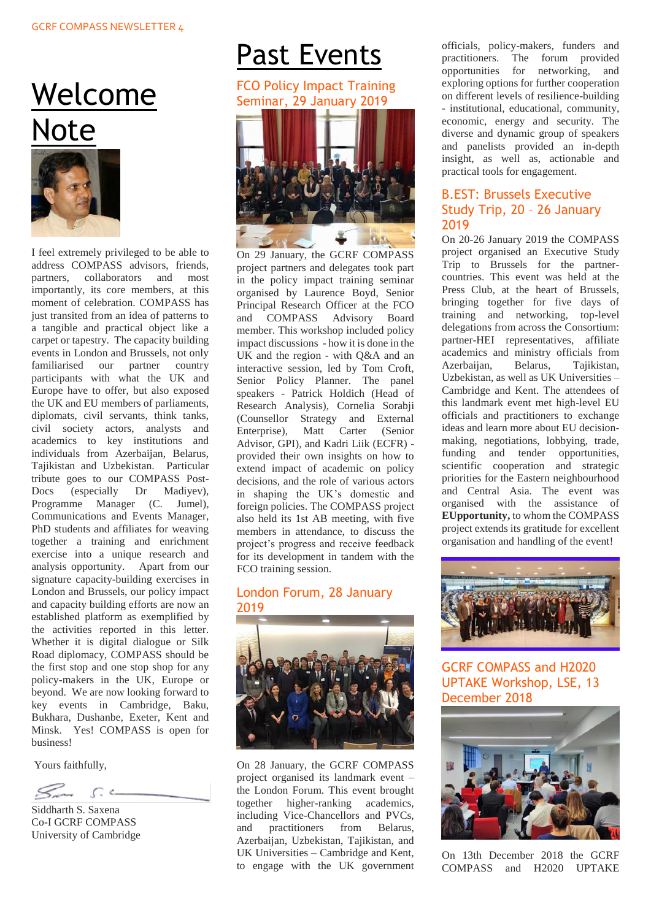# Welcome Note

I feel extremely privileged to be able to address COMPASS advisors, friends, partners, collaborators and most importantly, its core members, at this moment of celebration. COMPASS has just transited from an idea of patterns to a tangible and practical object like a carpet or tapestry. The capacity building events in London and Brussels, not only familiarised our partner country participants with what the UK and Europe have to offer, but also exposed the UK and EU members of parliaments, diplomats, civil servants, think tanks, civil society actors, analysts and academics to key institutions and individuals from Azerbaijan, Belarus, Tajikistan and Uzbekistan. Particular tribute goes to our COMPASS Post-Docs (especially Dr Madiyev), Programme Manager (C. Jumel), Communications and Events Manager, PhD students and affiliates for weaving together a training and enrichment exercise into a unique research and analysis opportunity. Apart from our signature capacity-building exercises in London and Brussels, our policy impact and capacity building efforts are now an established platform as exemplified by the activities reported in this letter. Whether it is digital dialogue or Silk Road diplomacy, COMPASS should be the first stop and one stop shop for any policy-makers in the UK, Europe or beyond. We are now looking forward to key events in Cambridge, Baku, Bukhara, Dushanbe, Exeter, Kent and Minsk. Yes! COMPASS is open for business!

Yours faithfully,

Siddharth S. Saxena
Co-I GCRF COMPASS
University of Cambridge

# Past Events

## FCO Policy Impact Training Seminar, 29 January 2019

On 29 January, the GCRF COMPASS project partners and delegates took part in the policy impact training seminar organised by Laurence Boyd, Senior Principal Research Officer at the FCO and COMPASS Advisory Board member. This workshop included policy impact discussions - how it is done in the UK and the region - with Q&A and an interactive session, led by Tom Croft, Senior Policy Planner. The panel speakers - Patrick Holdich (Head of Research Analysis), Cornelia Sorabji (Counsellor Strategy and External Enterprise), Matt Carter (Senior Advisor, GPI), and Kadri Liik (ECFR) - provided their own insights on how to extend impact of academic on policy decisions, and the role of various actors in shaping the UK's domestic and foreign policies. The COMPASS project also held its 1st AB meeting, with five members in attendance, to discuss the project's progress and receive feedback for its development in tandem with the FCO training session.

## London Forum, 28 January 2019

On 28 January, the GCRF COMPASS project organised its landmark event – the London Forum. This event brought together higher-ranking academics, including Vice-Chancellors and PVCs, and practitioners from Belarus, Azerbaijan, Uzbekistan, Tajikistan, and UK Universities – Cambridge and Kent, to engage with the UK government officials, policy-makers, funders and practitioners. The forum provided opportunities for networking, and exploring options for further cooperation on different levels of resilience-building - institutional, educational, community, economic, energy and security. The diverse and dynamic group of speakers and panelists provided an in-depth insight, as well as, actionable and practical tools for engagement.

## B.EST: Brussels Executive Study Trip, 20 – 26 January 2019

On 20-26 January 2019 the COMPASS project organised an Executive Study Trip to Brussels for the partner-countries. This event was held at the Press Club, at the heart of Brussels, bringing together for five days of training and networking, top-level delegations from across the Consortium: partner-HEI representatives, affiliate academics and ministry officials from Azerbaijan, Belarus, Tajikistan, Uzbekistan, as well as UK Universities – Cambridge and Kent. The attendees of this landmark event met high-level EU officials and practitioners to exchange ideas and learn more about EU decision-making, negotiations, lobbying, trade, funding and tender opportunities, scientific cooperation and strategic priorities for the Eastern neighbourhood and Central Asia. The event was organised with the assistance of **EUpportunity,** to whom the COMPASS project extends its gratitude for excellent organisation and handling of the event!

## GCRF COMPASS and H2020 UPTAKE Workshop, LSE, 13 December 2018

On 13th December 2018 the GCRF COMPASS and H2020 UPTAKE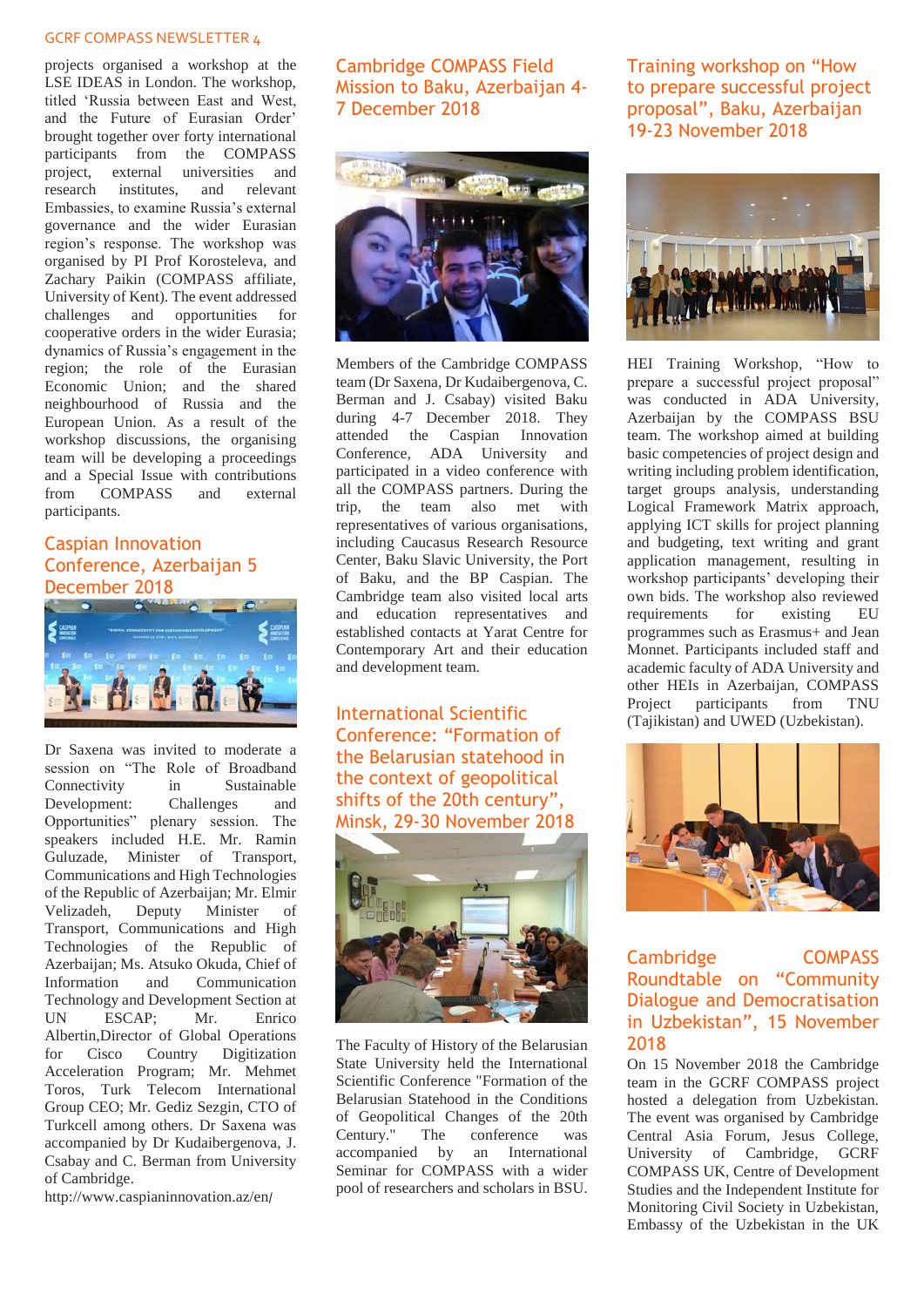projects organised a workshop at the LSE IDEAS in London. The workshop, titled 'Russia between East and West, and the Future of Eurasian Order' brought together over forty international participants from the COMPASS project, external universities and research institutes, and relevant Embassies, to examine Russia's external governance and the wider Eurasian region's response. The workshop was organised by PI Prof Korosteleva, and Zachary Paikin (COMPASS affiliate, University of Kent). The event addressed challenges and opportunities for cooperative orders in the wider Eurasia; dynamics of Russia's engagement in the region; the role of the Eurasian Economic Union; and the shared neighbourhood of Russia and the European Union. As a result of the workshop discussions, the organising team will be developing a proceedings and a Special Issue with contributions from COMPASS and external participants.

## Caspian Innovation Conference, Azerbaijan 5 December 2018

Dr Saxena was invited to moderate a session on "The Role of Broadband Connectivity in Sustainable Development: Challenges and Opportunities" plenary session. The speakers included H.E. Mr. Ramin Guluzade, Minister of Transport, Communications and High Technologies of the Republic of Azerbaijan; Mr. Elmir Velizadeh, Deputy Minister of Transport, Communications and High Technologies of the Republic of Azerbaijan; Ms. Atsuko Okuda, Chief of Information and Communication Technology and Development Section at UN ESCAP; Mr. Enrico Albertin,Director of Global Operations for Cisco Country Digitization Acceleration Program; Mr. Mehmet Toros, Turk Telecom International Group CEO; Mr. Gediz Sezgin, CTO of Turkcell among others. Dr Saxena was accompanied by Dr Kudaibergenova, J. Csabay and C. Berman from University of Cambridge.

http://www.caspianinnovation.az/en/

## Cambridge COMPASS Field Mission to Baku, Azerbaijan 4-7 December 2018

Members of the Cambridge COMPASS team (Dr Saxena, Dr Kudaibergenova, C. Berman and J. Csabay) visited Baku during 4-7 December 2018. They attended the Caspian Innovation Conference, ADA University and participated in a video conference with all the COMPASS partners. During the trip, the team also met with representatives of various organisations, including Caucasus Research Resource Center, Baku Slavic University, the Port of Baku, and the BP Caspian. The Cambridge team also visited local arts and education representatives and established contacts at Yarat Centre for Contemporary Art and their education and development team.

## International Scientific Conference: "Formation of the Belarusian statehood in the context of geopolitical shifts of the 20th century", Minsk, 29-30 November 2018

The Faculty of History of the Belarusian State University held the International Scientific Conference "Formation of the Belarusian Statehood in the Conditions of Geopolitical Changes of the 20th Century." The conference was accompanied by an International Seminar for COMPASS with a wider pool of researchers and scholars in BSU.

## Training workshop on "How to prepare successful project proposal", Baku, Azerbaijan 19-23 November 2018

HEI Training Workshop, "How to prepare a successful project proposal" was conducted in ADA University, Azerbaijan by the COMPASS BSU team. The workshop aimed at building basic competencies of project design and writing including problem identification, target groups analysis, understanding Logical Framework Matrix approach, applying ICT skills for project planning and budgeting, text writing and grant application management, resulting in workshop participants' developing their own bids. The workshop also reviewed requirements for existing EU programmes such as Erasmus+ and Jean Monnet. Participants included staff and academic faculty of ADA University and other HEIs in Azerbaijan, COMPASS Project participants from TNU (Tajikistan) and UWED (Uzbekistan).

## Cambridge COMPASS Roundtable on "Community Dialogue and Democratisation in Uzbekistan", 15 November 2018

On 15 November 2018 the Cambridge team in the GCRF COMPASS project hosted a delegation from Uzbekistan. The event was organised by Cambridge Central Asia Forum, Jesus College, University of Cambridge, GCRF COMPASS UK, Centre of Development Studies and the Independent Institute for Monitoring Civil Society in Uzbekistan, Embassy of the Uzbekistan in the UK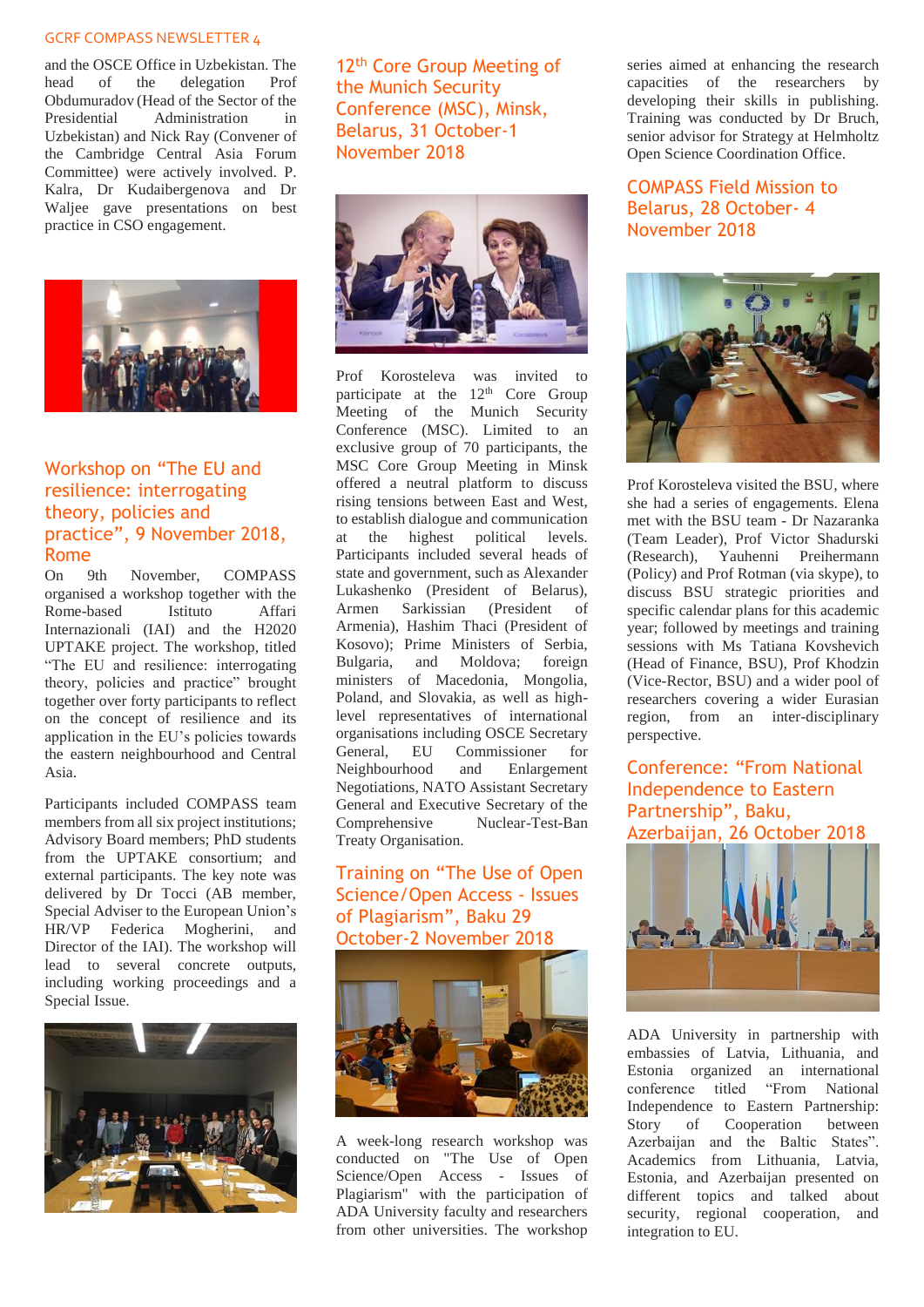and the OSCE Office in Uzbekistan. The head of the delegation Prof Obdumuradov (Head of the Sector of the Presidential Administration in Uzbekistan) and Nick Ray (Convener of the Cambridge Central Asia Forum Committee) were actively involved. P. Kalra, Dr Kudaibergenova and Dr Waljee gave presentations on best practice in CSO engagement.

## Workshop on "The EU and resilience: interrogating theory, policies and practice", 9 November 2018, Rome

On 9th November, COMPASS organised a workshop together with the Rome-based Istituto Affari Internazionali (IAI) and the H2020 UPTAKE project. The workshop, titled "The EU and resilience: interrogating theory, policies and practice" brought together over forty participants to reflect on the concept of resilience and its application in the EU's policies towards the eastern neighbourhood and Central Asia.

Participants included COMPASS team members from all six project institutions; Advisory Board members; PhD students from the UPTAKE consortium; and external participants. The key note was delivered by Dr Tocci (AB member, Special Adviser to the European Union's HR/VP Federica Mogherini, and Director of the IAI). The workshop will lead to several concrete outputs, including working proceedings and a Special Issue.

## 12th Core Group Meeting of the Munich Security Conference (MSC), Minsk, Belarus, 31 October-1 November 2018

Prof Korosteleva was invited to participate at the 12th Core Group Meeting of the Munich Security Conference (MSC). Limited to an exclusive group of 70 participants, the MSC Core Group Meeting in Minsk offered a neutral platform to discuss rising tensions between East and West, to establish dialogue and communication at the highest political levels. Participants included several heads of state and government, such as Alexander Lukashenko (President of Belarus), Armen Sarkissian (President of Armenia), Hashim Thaci (President of Kosovo); Prime Ministers of Serbia, Bulgaria, and Moldova; foreign ministers of Macedonia, Mongolia, Poland, and Slovakia, as well as high-level representatives of international organisations including OSCE Secretary General, EU Commissioner for Neighbourhood and Enlargement Negotiations, NATO Assistant Secretary General and Executive Secretary of the Comprehensive Nuclear-Test-Ban Treaty Organisation.

## Training on "The Use of Open Science/Open Access - Issues of Plagiarism", Baku 29 October-2 November 2018

A week-long research workshop was conducted on "The Use of Open Science/Open Access - Issues of Plagiarism" with the participation of ADA University faculty and researchers from other universities. The workshop series aimed at enhancing the research capacities of the researchers by developing their skills in publishing. Training was conducted by Dr Bruch, senior advisor for Strategy at Helmholtz Open Science Coordination Office.

## COMPASS Field Mission to Belarus, 28 October- 4 November 2018

Prof Korosteleva visited the BSU, where she had a series of engagements. Elena met with the BSU team - Dr Nazaranka (Team Leader), Prof Victor Shadurski (Research), Yauhenni Preihermann (Policy) and Prof Rotman (via skype), to discuss BSU strategic priorities and specific calendar plans for this academic year; followed by meetings and training sessions with Ms Tatiana Kovshevich (Head of Finance, BSU), Prof Khodzin (Vice-Rector, BSU) and a wider pool of researchers covering a wider Eurasian region, from an inter-disciplinary perspective.

## Conference: "From National Independence to Eastern Partnership", Baku, Azerbaijan, 26 October 2018

ADA University in partnership with embassies of Latvia, Lithuania, and Estonia organized an international conference titled "From National Independence to Eastern Partnership: Story of Cooperation between Azerbaijan and the Baltic States". Academics from Lithuania, Latvia, Estonia, and Azerbaijan presented on different topics and talked about security, regional cooperation, and integration to EU.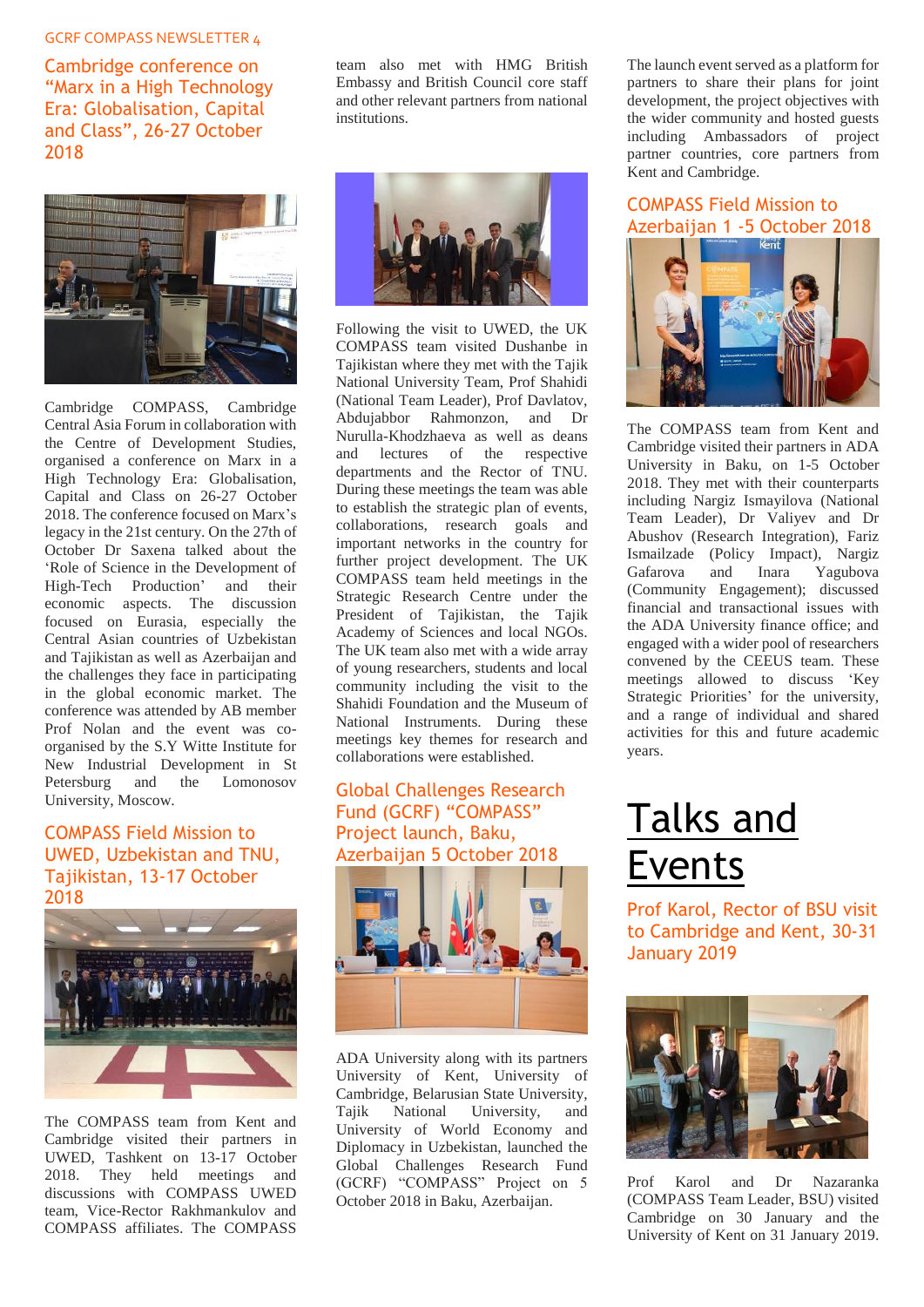## Cambridge conference on "Marx in a High Technology Era: Globalisation, Capital and Class", 26-27 October 2018

Cambridge COMPASS, Cambridge Central Asia Forum in collaboration with the Centre of Development Studies, organised a conference on Marx in a High Technology Era: Globalisation, Capital and Class on 26-27 October 2018. The conference focused on Marx's legacy in the 21st century. On the 27th of October Dr Saxena talked about the 'Role of Science in the Development of High-Tech Production' and their economic aspects. The discussion focused on Eurasia, especially the Central Asian countries of Uzbekistan and Tajikistan as well as Azerbaijan and the challenges they face in participating in the global economic market. The conference was attended by AB member Prof Nolan and the event was co-organised by the S.Y Witte Institute for New Industrial Development in St Petersburg and the Lomonosov University, Moscow.

## COMPASS Field Mission to UWED, Uzbekistan and TNU, Tajikistan, 13-17 October 2018

The COMPASS team from Kent and Cambridge visited their partners in UWED, Tashkent on 13-17 October 2018. They held meetings and discussions with COMPASS UWED team, Vice-Rector Rakhmankulov and COMPASS affiliates. The COMPASS team also met with HMG British Embassy and British Council core staff and other relevant partners from national institutions.

Following the visit to UWED, the UK COMPASS team visited Dushanbe in Tajikistan where they met with the Tajik National University Team, Prof Shahidi (National Team Leader), Prof Davlatov, Abdujabbor Rahmonzon, and Dr Nurulla-Khodzhaeva as well as deans and lectures of the respective departments and the Rector of TNU. During these meetings the team was able to establish the strategic plan of events, collaborations, research goals and important networks in the country for further project development. The UK COMPASS team held meetings in the Strategic Research Centre under the President of Tajikistan, the Tajik Academy of Sciences and local NGOs. The UK team also met with a wide array of young researchers, students and local community including the visit to the Shahidi Foundation and the Museum of National Instruments. During these meetings key themes for research and collaborations were established.

## Global Challenges Research Fund (GCRF) "COMPASS" Project launch, Baku, Azerbaijan 5 October 2018

ADA University along with its partners University of Kent, University of Cambridge, Belarusian State University, Tajik National University, and University of World Economy and Diplomacy in Uzbekistan, launched the Global Challenges Research Fund (GCRF) "COMPASS" Project on 5 October 2018 in Baku, Azerbaijan.

The launch event served as a platform for partners to share their plans for joint development, the project objectives with the wider community and hosted guests including Ambassadors of project partner countries, core partners from Kent and Cambridge.

## COMPASS Field Mission to Azerbaijan 1 -5 October 2018

The COMPASS team from Kent and Cambridge visited their partners in ADA University in Baku, on 1-5 October 2018. They met with their counterparts including Nargiz Ismayilova (National Team Leader), Dr Valiyev and Dr Abushov (Research Integration), Fariz Ismailzade (Policy Impact), Nargiz Gafarova and Inara Yagubova (Community Engagement); discussed financial and transactional issues with the ADA University finance office; and engaged with a wider pool of researchers convened by the CEEUS team. These meetings allowed to discuss 'Key Strategic Priorities' for the university, and a range of individual and shared activities for this and future academic years.

# Talks and Events

## Prof Karol, Rector of BSU visit to Cambridge and Kent, 30-31 January 2019

Prof Karol and Dr Nazaranka (COMPASS Team Leader, BSU) visited Cambridge on 30 January and the University of Kent on 31 January 2019.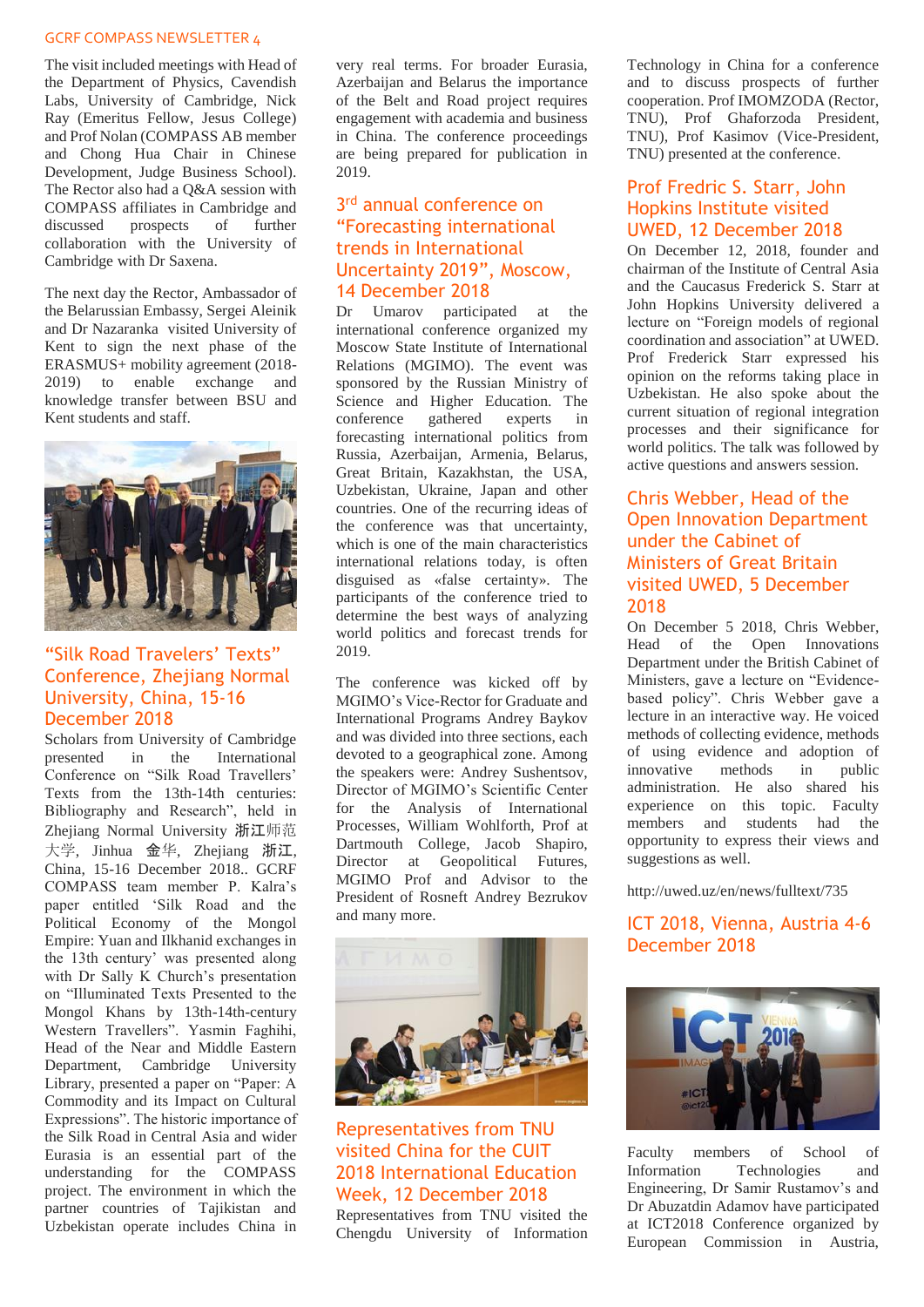The visit included meetings with Head of the Department of Physics, Cavendish Labs, University of Cambridge, Nick Ray (Emeritus Fellow, Jesus College) and Prof Nolan (COMPASS AB member and Chong Hua Chair in Chinese Development, Judge Business School). The Rector also had a Q&A session with COMPASS affiliates in Cambridge and discussed prospects of further collaboration with the University of Cambridge with Dr Saxena.

The next day the Rector, Ambassador of the Belarussian Embassy, Sergei Aleinik and Dr Nazaranka visited University of Kent to sign the next phase of the ERASMUS+ mobility agreement (2018-2019) to enable exchange and knowledge transfer between BSU and Kent students and staff.

## "Silk Road Travelers' Texts" Conference, Zhejiang Normal University, China, 15-16 December 2018

Scholars from University of Cambridge presented in the International Conference on "Silk Road Travellers' Texts from the 13th-14th centuries: Bibliography and Research", held in Zhejiang Normal University 浙江师范大学, Jinhua 金华, Zhejiang 浙江, China, 15-16 December 2018.. GCRF COMPASS team member P. Kalra's paper entitled 'Silk Road and the Political Economy of the Mongol Empire: Yuan and Ilkhanid exchanges in the 13th century' was presented along with Dr Sally K Church's presentation on "Illuminated Texts Presented to the Mongol Khans by 13th-14th-century Western Travellers". Yasmin Faghihi, Head of the Near and Middle Eastern Department, Cambridge University Library, presented a paper on "Paper: A Commodity and its Impact on Cultural Expressions". The historic importance of the Silk Road in Central Asia and wider Eurasia is an essential part of the understanding for the COMPASS project. The environment in which the partner countries of Tajikistan and Uzbekistan operate includes China in very real terms. For broader Eurasia, Azerbaijan and Belarus the importance of the Belt and Road project requires engagement with academia and business in China. The conference proceedings are being prepared for publication in 2019.

## 3rd annual conference on "Forecasting international trends in International Uncertainty 2019", Moscow, 14 December 2018

Dr Umarov participated at the international conference organized my Moscow State Institute of International Relations (MGIMO). The event was sponsored by the Russian Ministry of Science and Higher Education. The conference gathered experts in forecasting international politics from Russia, Azerbaijan, Armenia, Belarus, Great Britain, Kazakhstan, the USA, Uzbekistan, Ukraine, Japan and other countries. One of the recurring ideas of the conference was that uncertainty, which is one of the main characteristics international relations today, is often disguised as «false certainty». The participants of the conference tried to determine the best ways of analyzing world politics and forecast trends for 2019.

The conference was kicked off by MGIMO's Vice-Rector for Graduate and International Programs Andrey Baykov and was divided into three sections, each devoted to a geographical zone. Among the speakers were: Andrey Sushentsov, Director of MGIMO's Scientific Center for the Analysis of International Processes, William Wohlforth, Prof at Dartmouth College, Jacob Shapiro, Director at Geopolitical Futures, MGIMO Prof and Advisor to the President of Rosneft Andrey Bezrukov and many more.

## Representatives from TNU visited China for the CUIT 2018 International Education Week, 12 December 2018

Representatives from TNU visited the Chengdu University of Information Technology in China for a conference and to discuss prospects of further cooperation. Prof IMOMZODA (Rector, TNU), Prof Ghaforzoda President, TNU), Prof Kasimov (Vice-President, TNU) presented at the conference.

## Prof Fredric S. Starr, John Hopkins Institute visited UWED, 12 December 2018

On December 12, 2018, founder and chairman of the Institute of Central Asia and the Caucasus Frederick S. Starr at John Hopkins University delivered a lecture on "Foreign models of regional coordination and association" at UWED. Prof Frederick Starr expressed his opinion on the reforms taking place in Uzbekistan. He also spoke about the current situation of regional integration processes and their significance for world politics. The talk was followed by active questions and answers session.

## Chris Webber, Head of the Open Innovation Department under the Cabinet of Ministers of Great Britain visited UWED, 5 December 2018

On December 5 2018, Chris Webber, Head of the Open Innovations Department under the British Cabinet of Ministers, gave a lecture on "Evidence-based policy". Chris Webber gave a lecture in an interactive way. He voiced methods of collecting evidence, methods of using evidence and adoption of innovative methods in public administration. He also shared his experience on this topic. Faculty members and students had the opportunity to express their views and suggestions as well.

http://uwed.uz/en/news/fulltext/735

## ICT 2018, Vienna, Austria 4-6 December 2018

Faculty members of School of Information Technologies and Engineering, Dr Samir Rustamov's and Dr Abuzatdin Adamov have participated at ICT2018 Conference organized by European Commission in Austria,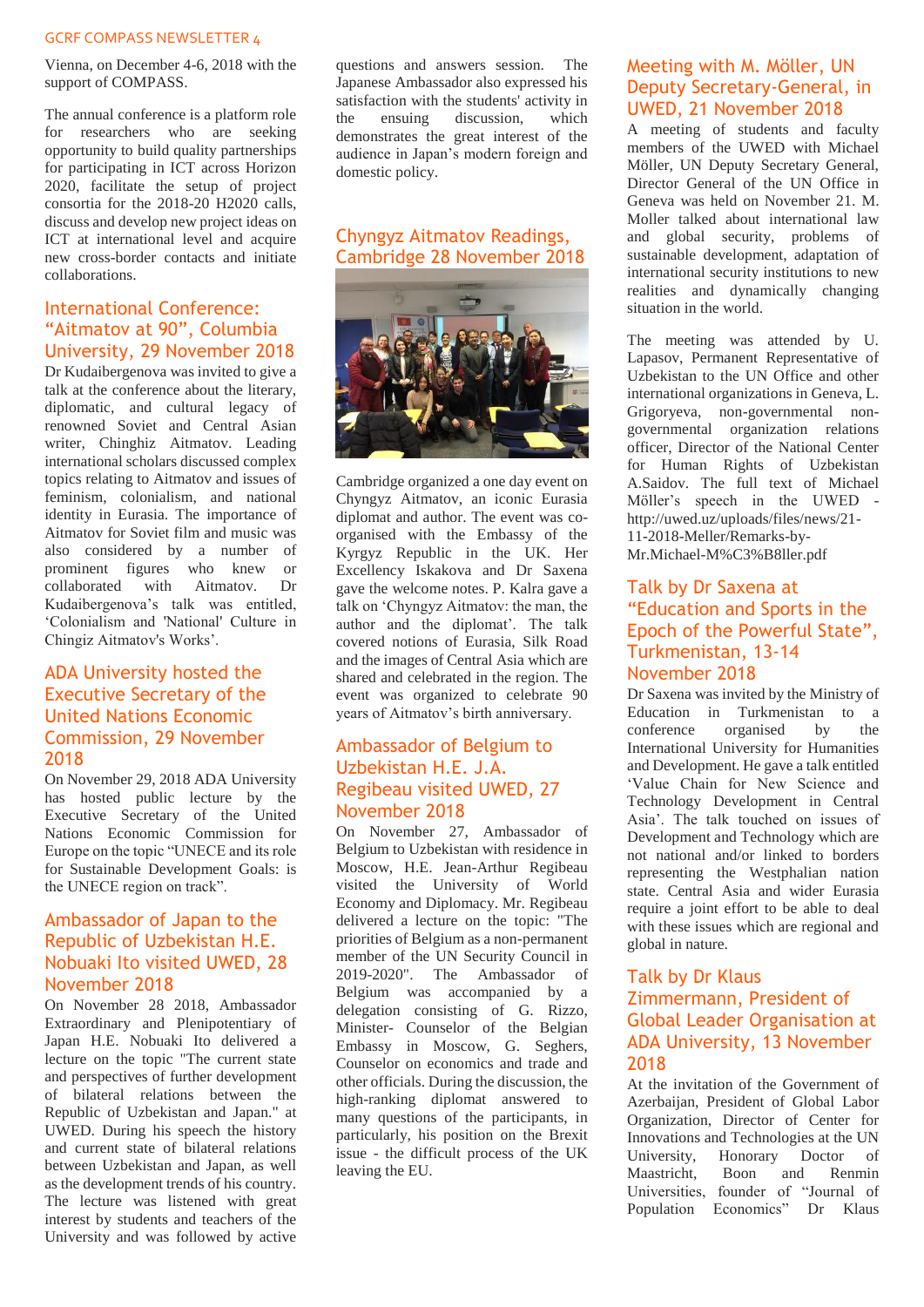Vienna, on December 4-6, 2018 with the support of COMPASS.

The annual conference is a platform role for researchers who are seeking opportunity to build quality partnerships for participating in ICT across Horizon 2020, facilitate the setup of project consortia for the 2018-20 H2020 calls, discuss and develop new project ideas on ICT at international level and acquire new cross-border contacts and initiate collaborations.

## International Conference: "Aitmatov at 90", Columbia University, 29 November 2018

Dr Kudaibergenova was invited to give a talk at the conference about the literary, diplomatic, and cultural legacy of renowned Soviet and Central Asian writer, Chinghiz Aitmatov. Leading international scholars discussed complex topics relating to Aitmatov and issues of feminism, colonialism, and national identity in Eurasia. The importance of Aitmatov for Soviet film and music was also considered by a number of prominent figures who knew or collaborated with Aitmatov. Dr Kudaibergenova's talk was entitled, 'Colonialism and 'National' Culture in Chingiz Aitmatov's Works'.

## ADA University hosted the Executive Secretary of the United Nations Economic Commission, 29 November 2018

On November 29, 2018 ADA University has hosted public lecture by the Executive Secretary of the United Nations Economic Commission for Europe on the topic "UNECE and its role for Sustainable Development Goals: is the UNECE region on track".

## Ambassador of Japan to the Republic of Uzbekistan H.E. Nobuaki Ito visited UWED, 28 November 2018

On November 28 2018, Ambassador Extraordinary and Plenipotentiary of Japan H.E. Nobuaki Ito delivered a lecture on the topic "The current state and perspectives of further development of bilateral relations between the Republic of Uzbekistan and Japan." at UWED. During his speech the history and current state of bilateral relations between Uzbekistan and Japan, as well as the development trends of his country. The lecture was listened with great interest by students and teachers of the University and was followed by active questions and answers session. The Japanese Ambassador also expressed his satisfaction with the students' activity in the ensuing discussion, which demonstrates the great interest of the audience in Japan's modern foreign and domestic policy.

## Chyngyz Aitmatov Readings, Cambridge 28 November 2018

Cambridge organized a one day event on Chyngyz Aitmatov, an iconic Eurasia diplomat and author. The event was co-organised with the Embassy of the Kyrgyz Republic in the UK. Her Excellency Iskakova and Dr Saxena gave the welcome notes. P. Kalra gave a talk on 'Chyngyz Aitmatov: the man, the author and the diplomat'. The talk covered notions of Eurasia, Silk Road and the images of Central Asia which are shared and celebrated in the region. The event was organized to celebrate 90 years of Aitmatov's birth anniversary.

## Ambassador of Belgium to Uzbekistan H.E. J.A. Regibeau visited UWED, 27 November 2018

On November 27, Ambassador of Belgium to Uzbekistan with residence in Moscow, H.E. Jean-Arthur Regibeau visited the University of World Economy and Diplomacy. Mr. Regibeau delivered a lecture on the topic: "The priorities of Belgium as a non-permanent member of the UN Security Council in 2019-2020". The Ambassador of Belgium was accompanied by a delegation consisting of G. Rizzo, Minister- Counselor of the Belgian Embassy in Moscow, G. Seghers, Counselor on economics and trade and other officials. During the discussion, the high-ranking diplomat answered to many questions of the participants, in particularly, his position on the Brexit issue - the difficult process of the UK leaving the EU.

## Meeting with M. Möller, UN Deputy Secretary-General, in UWED, 21 November 2018

A meeting of students and faculty members of the UWED with Michael Möller, UN Deputy Secretary General, Director General of the UN Office in Geneva was held on November 21. M. Moller talked about international law and global security, problems of sustainable development, adaptation of international security institutions to new realities and dynamically changing situation in the world.

The meeting was attended by U. Lapasov, Permanent Representative of Uzbekistan to the UN Office and other international organizations in Geneva, L. Grigoryeva, non-governmental non-governmental organization relations officer, Director of the National Center for Human Rights of Uzbekistan A.Saidov. The full text of Michael Möller's speech in the UWED - http://uwed.uz/uploads/files/news/21-11-2018-Meller/Remarks-by-Mr.Michael-M%C3%B8ller.pdf

## Talk by Dr Saxena at "Education and Sports in the Epoch of the Powerful State", Turkmenistan, 13-14 November 2018

Dr Saxena was invited by the Ministry of Education in Turkmenistan to a conference organised by the International University for Humanities and Development. He gave a talk entitled 'Value Chain for New Science and Technology Development in Central Asia'. The talk touched on issues of Development and Technology which are not national and/or linked to borders representing the Westphalian nation state. Central Asia and wider Eurasia require a joint effort to be able to deal with these issues which are regional and global in nature.

## Talk by Dr Klaus Zimmermann, President of Global Leader Organisation at ADA University, 13 November 2018

At the invitation of the Government of Azerbaijan, President of Global Labor Organization, Director of Center for Innovations and Technologies at the UN University, Honorary Doctor of Maastricht, Boon and Renmin Universities, founder of "Journal of Population Economics" Dr Klaus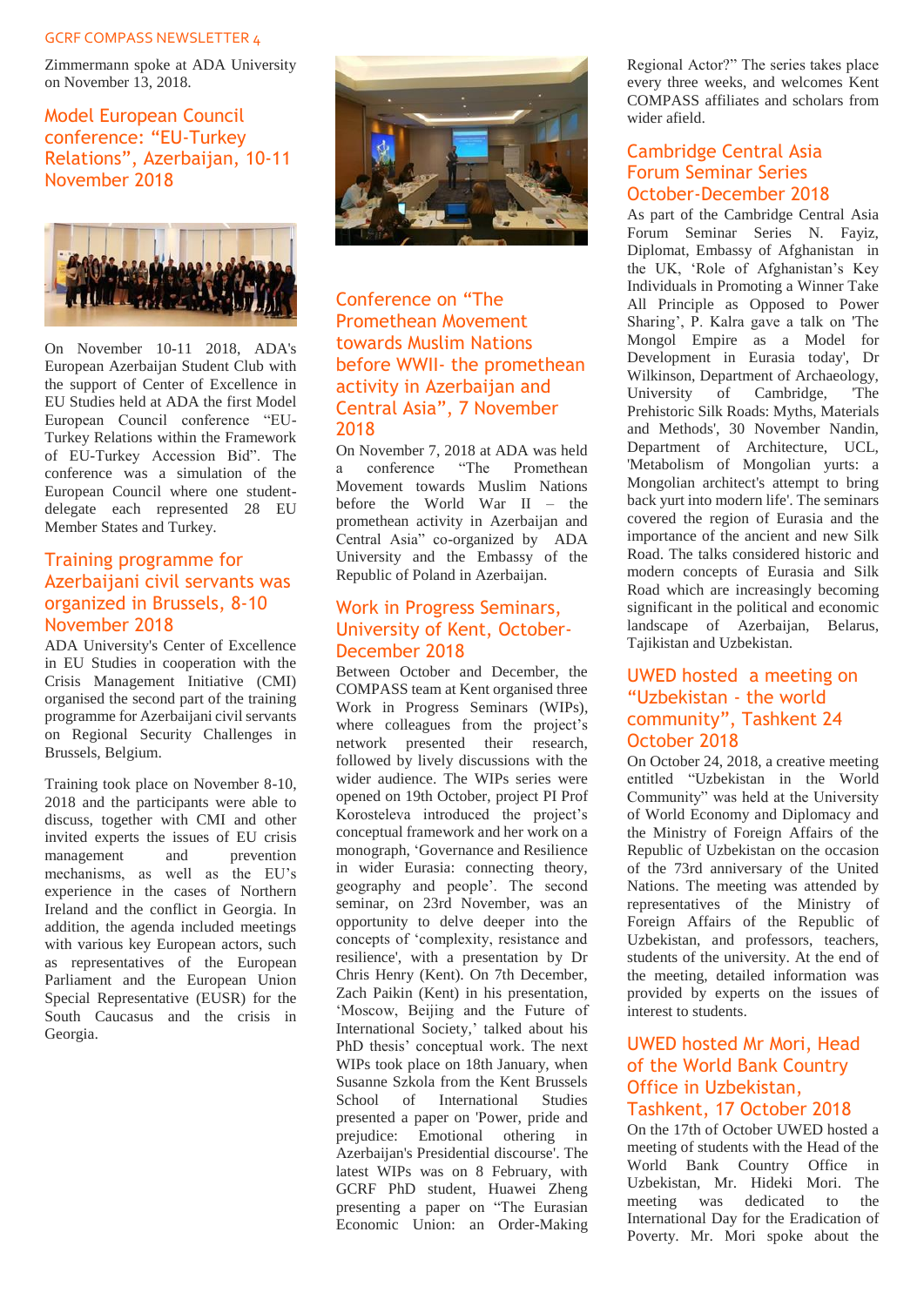Zimmermann spoke at ADA University on November 13, 2018.

## Model European Council conference: "EU-Turkey Relations", Azerbaijan, 10-11 November 2018

On November 10-11 2018, ADA's European Azerbaijan Student Club with the support of Center of Excellence in EU Studies held at ADA the first Model European Council conference "EU-Turkey Relations within the Framework of EU-Turkey Accession Bid". The conference was a simulation of the European Council where one student-delegate each represented 28 EU Member States and Turkey.

## Training programme for Azerbaijani civil servants was organized in Brussels, 8-10 November 2018

ADA University's Center of Excellence in EU Studies in cooperation with the Crisis Management Initiative (CMI) organised the second part of the training programme for Azerbaijani civil servants on Regional Security Challenges in Brussels, Belgium.

Training took place on November 8-10, 2018 and the participants were able to discuss, together with CMI and other invited experts the issues of EU crisis management and prevention mechanisms, as well as the EU's experience in the cases of Northern Ireland and the conflict in Georgia. In addition, the agenda included meetings with various key European actors, such as representatives of the European Parliament and the European Union Special Representative (EUSR) for the South Caucasus and the crisis in Georgia.

## Conference on "The Promethean Movement towards Muslim Nations before WWII- the promethean activity in Azerbaijan and Central Asia", 7 November 2018

On November 7, 2018 at ADA was held a conference "The Promethean Movement towards Muslim Nations before the World War II – the promethean activity in Azerbaijan and Central Asia" co-organized by ADA University and the Embassy of the Republic of Poland in Azerbaijan.

## Work in Progress Seminars, University of Kent, October-December 2018

Between October and December, the COMPASS team at Kent organised three Work in Progress Seminars (WIPs), where colleagues from the project's network presented their research, followed by lively discussions with the wider audience. The WIPs series were opened on 19th October, project PI Prof Korosteleva introduced the project's conceptual framework and her work on a monograph, 'Governance and Resilience in wider Eurasia: connecting theory, geography and people'. The second seminar, on 23rd November, was an opportunity to delve deeper into the concepts of 'complexity, resistance and resilience', with a presentation by Dr Chris Henry (Kent). On 7th December, Zach Paikin (Kent) in his presentation, 'Moscow, Beijing and the Future of International Society,' talked about his PhD thesis' conceptual work. The next WIPs took place on 18th January, when Susanne Szkola from the Kent Brussels School of International Studies presented a paper on 'Power, pride and prejudice: Emotional othering in Azerbaijan's Presidential discourse'. The latest WIPs was on 8 February, with GCRF PhD student, Huawei Zheng presenting a paper on "The Eurasian Economic Union: an Order-Making Regional Actor?" The series takes place every three weeks, and welcomes Kent COMPASS affiliates and scholars from wider afield.

## Cambridge Central Asia Forum Seminar Series October-December 2018

As part of the Cambridge Central Asia Forum Seminar Series N. Fayiz, Diplomat, Embassy of Afghanistan in the UK, 'Role of Afghanistan's Key Individuals in Promoting a Winner Take All Principle as Opposed to Power Sharing', P. Kalra gave a talk on 'The Mongol Empire as a Model for Development in Eurasia today', Dr Wilkinson, Department of Archaeology, University of Cambridge, 'The Prehistoric Silk Roads: Myths, Materials and Methods', 30 November Nandin, Department of Architecture, UCL, 'Metabolism of Mongolian yurts: a Mongolian architect's attempt to bring back yurt into modern life'. The seminars covered the region of Eurasia and the importance of the ancient and new Silk Road. The talks considered historic and modern concepts of Eurasia and Silk Road which are increasingly becoming significant in the political and economic landscape of Azerbaijan, Belarus, Tajikistan and Uzbekistan.

## UWED hosted a meeting on "Uzbekistan - the world community", Tashkent 24 October 2018

On October 24, 2018, a creative meeting entitled "Uzbekistan in the World Community" was held at the University of World Economy and Diplomacy and the Ministry of Foreign Affairs of the Republic of Uzbekistan on the occasion of the 73rd anniversary of the United Nations. The meeting was attended by representatives of the Ministry of Foreign Affairs of the Republic of Uzbekistan, and professors, teachers, students of the university. At the end of the meeting, detailed information was provided by experts on the issues of interest to students.

## UWED hosted Mr Mori, Head of the World Bank Country Office in Uzbekistan, Tashkent, 17 October 2018

On the 17th of October UWED hosted a meeting of students with the Head of the World Bank Country Office in Uzbekistan, Mr. Hideki Mori. The meeting was dedicated to the International Day for the Eradication of Poverty. Mr. Mori spoke about the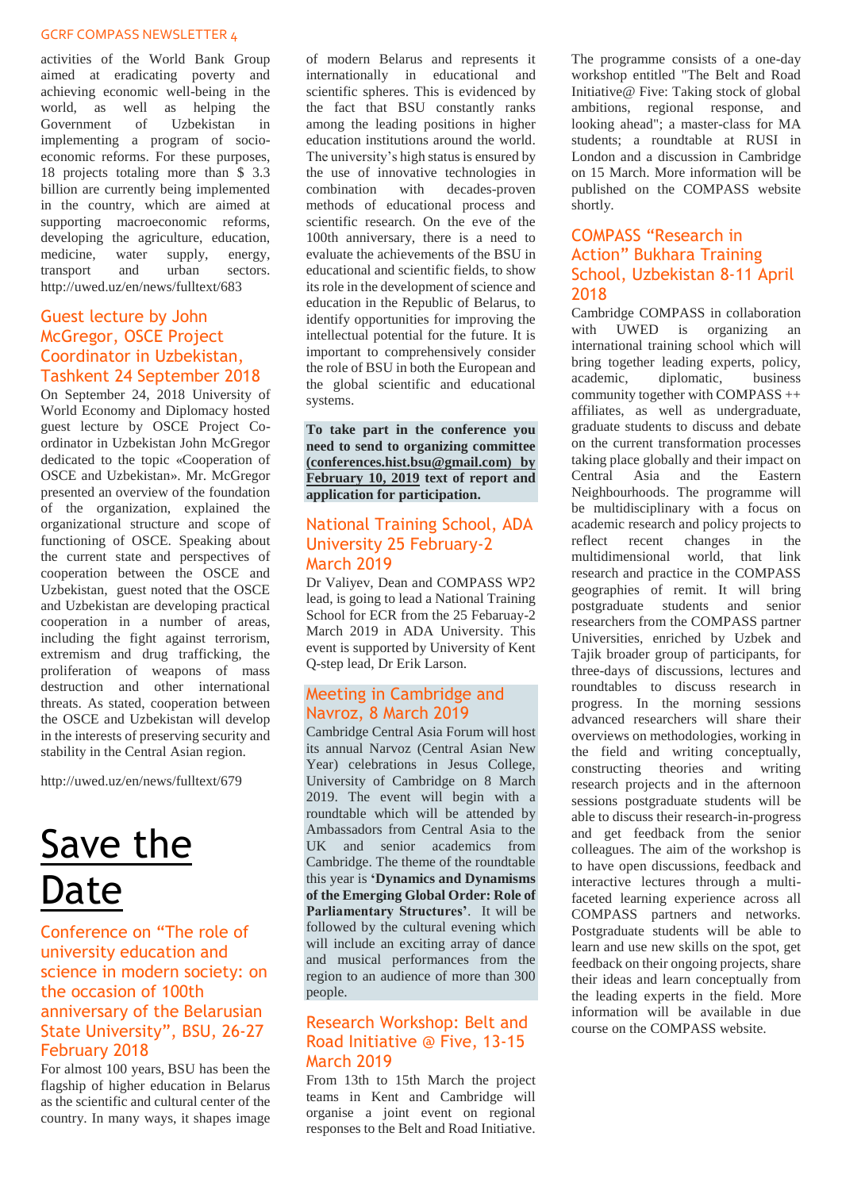activities of the World Bank Group aimed at eradicating poverty and achieving economic well-being in the world, as well as helping the Government of Uzbekistan in implementing a program of socio-economic reforms. For these purposes, 18 projects totaling more than $ 3.3 billion are currently being implemented in the country, which are aimed at supporting macroeconomic reforms, developing the agriculture, education, medicine, water supply, energy, transport and urban sectors. http://uwed.uz/en/news/fulltext/683

## Guest lecture by John McGregor, OSCE Project Coordinator in Uzbekistan, Tashkent 24 September 2018

On September 24, 2018 University of World Economy and Diplomacy hosted guest lecture by OSCE Project Co-ordinator in Uzbekistan John McGregor dedicated to the topic «Cooperation of OSCE and Uzbekistan». Mr. McGregor presented an overview of the foundation of the organization, explained the organizational structure and scope of functioning of OSCE. Speaking about the current state and perspectives of cooperation between the OSCE and Uzbekistan, guest noted that the OSCE and Uzbekistan are developing practical cooperation in a number of areas, including the fight against terrorism, extremism and drug trafficking, the proliferation of weapons of mass destruction and other international threats. As stated, cooperation between the OSCE and Uzbekistan will develop in the interests of preserving security and stability in the Central Asian region.

http://uwed.uz/en/news/fulltext/679

# Save the Date

## Conference on "The role of university education and science in modern society: on the occasion of 100th anniversary of the Belarusian State University", BSU, 26-27 February 2018

For almost 100 years, BSU has been the flagship of higher education in Belarus as the scientific and cultural center of the country. In many ways, it shapes image of modern Belarus and represents it internationally in educational and scientific spheres. This is evidenced by the fact that BSU constantly ranks among the leading positions in higher education institutions around the world. The university's high status is ensured by the use of innovative technologies in combination with decades-proven methods of educational process and scientific research. On the eve of the 100th anniversary, there is a need to evaluate the achievements of the BSU in educational and scientific fields, to show its role in the development of science and education in the Republic of Belarus, to identify opportunities for improving the intellectual potential for the future. It is important to comprehensively consider the role of BSU in both the European and the global scientific and educational systems.

**To take part in the conference you need to send to organizing committee (conferences.hist.bsu@gmail.com) by February 10, 2019 text of report and application for participation.**

## National Training School, ADA University 25 February-2 March 2019

Dr Valiyev, Dean and COMPASS WP2 lead, is going to lead a National Training School for ECR from the 25 Febaruay-2 March 2019 in ADA University. This event is supported by University of Kent Q-step lead, Dr Erik Larson.

## Meeting in Cambridge and Navroz, 8 March 2019

Cambridge Central Asia Forum will host its annual Narvoz (Central Asian New Year) celebrations in Jesus College, University of Cambridge on 8 March 2019. The event will begin with a roundtable which will be attended by Ambassadors from Central Asia to the UK and senior academics from Cambridge. The theme of the roundtable this year is **'Dynamics and Dynamisms of the Emerging Global Order: Role of Parliamentary Structures'**. It will be followed by the cultural evening which will include an exciting array of dance and musical performances from the region to an audience of more than 300 people.

## Research Workshop: Belt and Road Initiative @ Five, 13-15 March 2019

From 13th to 15th March the project teams in Kent and Cambridge will organise a joint event on regional responses to the Belt and Road Initiative. The programme consists of a one-day workshop entitled "The Belt and Road Initiative@ Five: Taking stock of global ambitions, regional response, and looking ahead"; a master-class for MA students; a roundtable at RUSI in London and a discussion in Cambridge on 15 March. More information will be published on the COMPASS website shortly.

## COMPASS "Research in Action" Bukhara Training School, Uzbekistan 8-11 April 2018

Cambridge COMPASS in collaboration with UWED is organizing an international training school which will bring together leading experts, policy, academic, diplomatic, business community together with COMPASS ++ affiliates, as well as undergraduate, graduate students to discuss and debate on the current transformation processes taking place globally and their impact on Central Asia and the Eastern Neighbourhoods. The programme will be multidisciplinary with a focus on academic research and policy projects to reflect recent changes in the multidimensional world, that link research and practice in the COMPASS geographies of remit. It will bring postgraduate students and senior researchers from the COMPASS partner Universities, enriched by Uzbek and Tajik broader group of participants, for three-days of discussions, lectures and roundtables to discuss research in progress. In the morning sessions advanced researchers will share their overviews on methodologies, working in the field and writing conceptually, constructing theories and writing research projects and in the afternoon sessions postgraduate students will be able to discuss their research-in-progress and get feedback from the senior colleagues. The aim of the workshop is to have open discussions, feedback and interactive lectures through a multi-faceted learning experience across all COMPASS partners and networks. Postgraduate students will be able to learn and use new skills on the spot, get feedback on their ongoing projects, share their ideas and learn conceptually from the leading experts in the field. More information will be available in due course on the COMPASS website.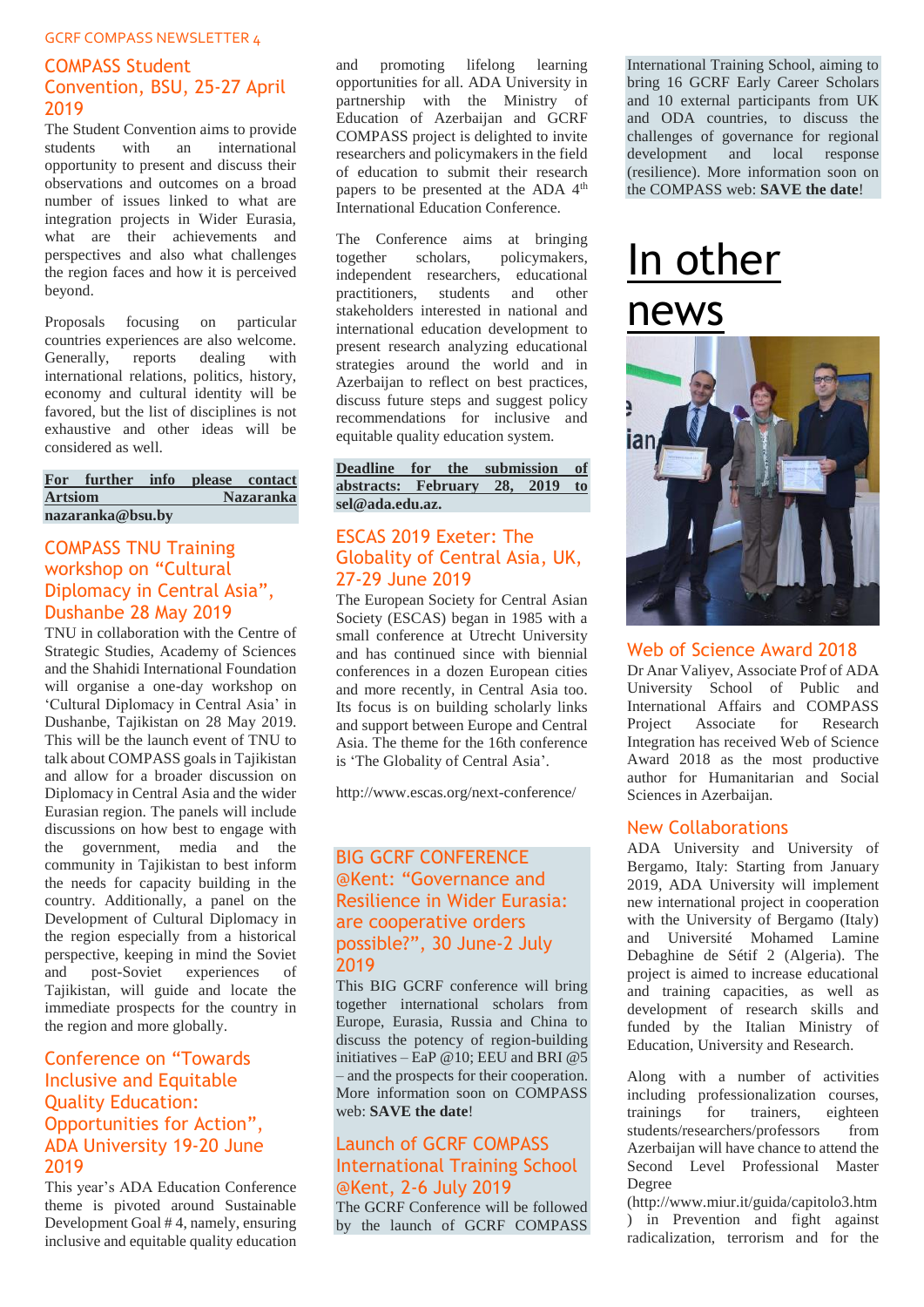## COMPASS Student Convention, BSU, 25-27 April 2019

The Student Convention aims to provide students with an international opportunity to present and discuss their observations and outcomes on a broad number of issues linked to what are integration projects in Wider Eurasia, what are their achievements and perspectives and also what challenges the region faces and how it is perceived beyond.

Proposals focusing on particular countries experiences are also welcome. Generally, reports dealing with international relations, politics, history, economy and cultural identity will be favored, but the list of disciplines is not exhaustive and other ideas will be considered as well.

**For further info please contact Artsiom Nazaranka nazaranka@bsu.by**

## COMPASS TNU Training workshop on "Cultural Diplomacy in Central Asia", Dushanbe 28 May 2019

TNU in collaboration with the Centre of Strategic Studies, Academy of Sciences and the Shahidi International Foundation will organise a one-day workshop on 'Cultural Diplomacy in Central Asia' in Dushanbe, Tajikistan on 28 May 2019. This will be the launch event of TNU to talk about COMPASS goals in Tajikistan and allow for a broader discussion on Diplomacy in Central Asia and the wider Eurasian region. The panels will include discussions on how best to engage with the government, media and the community in Tajikistan to best inform the needs for capacity building in the country. Additionally, a panel on the Development of Cultural Diplomacy in the region especially from a historical perspective, keeping in mind the Soviet and post-Soviet experiences of Tajikistan, will guide and locate the immediate prospects for the country in the region and more globally.

## Conference on "Towards Inclusive and Equitable Quality Education: Opportunities for Action", ADA University 19-20 June 2019

This year's ADA Education Conference theme is pivoted around Sustainable Development Goal # 4, namely, ensuring inclusive and equitable quality education and promoting lifelong learning opportunities for all. ADA University in partnership with the Ministry of Education of Azerbaijan and GCRF COMPASS project is delighted to invite researchers and policymakers in the field of education to submit their research papers to be presented at the ADA 4th International Education Conference.

The Conference aims at bringing together scholars, policymakers, independent researchers, educational practitioners, students and other stakeholders interested in national and international education development to present research analyzing educational strategies around the world and in Azerbaijan to reflect on best practices, discuss future steps and suggest policy recommendations for inclusive and equitable quality education system.

**Deadline for the submission of abstracts: February 28, 2019 to sel@ada.edu.az.**

## ESCAS 2019 Exeter: The Globality of Central Asia, UK, 27-29 June 2019

The European Society for Central Asian Society (ESCAS) began in 1985 with a small conference at Utrecht University and has continued since with biennial conferences in a dozen European cities and more recently, in Central Asia too. Its focus is on building scholarly links and support between Europe and Central Asia. The theme for the 16th conference is 'The Globality of Central Asia'.

http://www.escas.org/next-conference/

## BIG GCRF CONFERENCE @Kent: "Governance and Resilience in Wider Eurasia: are cooperative orders possible?", 30 June-2 July 2019

This BIG GCRF conference will bring together international scholars from Europe, Eurasia, Russia and China to discuss the potency of region-building initiatives – EaP @10; EEU and BRI @5 – and the prospects for their cooperation. More information soon on COMPASS web: **SAVE the date**!

## Launch of GCRF COMPASS International Training School @Kent, 2-6 July 2019

The GCRF Conference will be followed by the launch of GCRF COMPASS International Training School, aiming to bring 16 GCRF Early Career Scholars and 10 external participants from UK and ODA countries, to discuss the challenges of governance for regional development and local response (resilience). More information soon on the COMPASS web: **SAVE the date**!

# In other news

## Web of Science Award 2018

Dr Anar Valiyev, Associate Prof of ADA University School of Public and International Affairs and COMPASS Project Associate for Research Integration has received Web of Science Award 2018 as the most productive author for Humanitarian and Social Sciences in Azerbaijan.

## New Collaborations

ADA University and University of Bergamo, Italy: Starting from January 2019, ADA University will implement new international project in cooperation with the University of Bergamo (Italy) and Université Mohamed Lamine Debaghine de Sétif 2 (Algeria). The project is aimed to increase educational and training capacities, as well as development of research skills and funded by the Italian Ministry of Education, University and Research.

Along with a number of activities including professionalization courses, trainings for trainers, eighteen students/researchers/professors from Azerbaijan will have chance to attend the Second Level Professional Master Degree (http://www.miur.it/guida/capitolo3.htm) in Prevention and fight against radicalization, terrorism and for the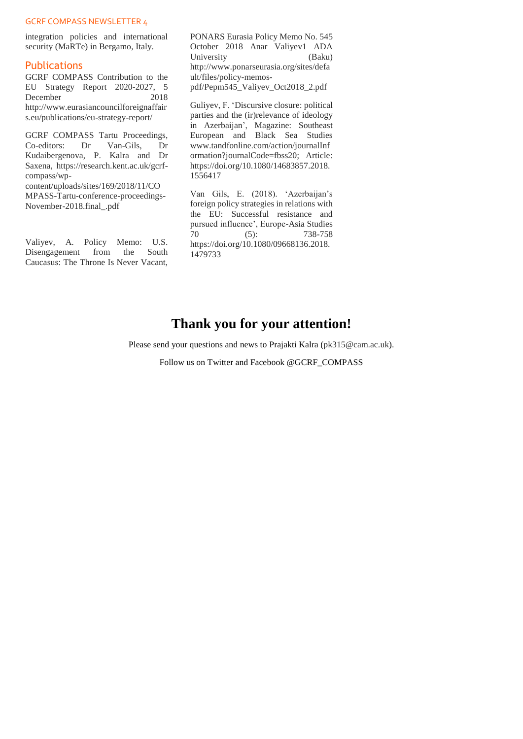integration policies and international security (MaRTe) in Bergamo, Italy.

## Publications

GCRF COMPASS Contribution to the EU Strategy Report 2020-2027, 5 December 2018 http://www.eurasiancouncilforeignaffairs.eu/publications/eu-strategy-report/

GCRF COMPASS Tartu Proceedings, Co-editors: Dr Van-Gils, Dr Kudaibergenova, P. Kalra and Dr Saxena, https://research.kent.ac.uk/gcrf-compass/wp-content/uploads/sites/169/2018/11/COMPASS-Tartu-conference-proceedings-November-2018.final_.pdf

Valiyev, A. Policy Memo: U.S. Disengagement from the South Caucasus: The Throne Is Never Vacant, PONARS Eurasia Policy Memo No. 545 October 2018 Anar Valiyev1 ADA University (Baku) http://www.ponarseurasia.org/sites/default/files/policy-memos-pdf/Pepm545_Valiyev_Oct2018_2.pdf

Guliyev, F. 'Discursive closure: political parties and the (ir)relevance of ideology in Azerbaijan', Magazine: Southeast European and Black Sea Studies www.tandfonline.com/action/journalInformation?journalCode=fbss20; Article: https://doi.org/10.1080/14683857.2018.1556417

Van Gils, E. (2018). 'Azerbaijan's foreign policy strategies in relations with the EU: Successful resistance and pursued influence', Europe-Asia Studies 70 (5): 738-758 https://doi.org/10.1080/09668136.2018.1479733

# Thank you for your attention!

Please send your questions and news to Prajakti Kalra (pk315@cam.ac.uk).

Follow us on Twitter and Facebook @GCRF_COMPASS